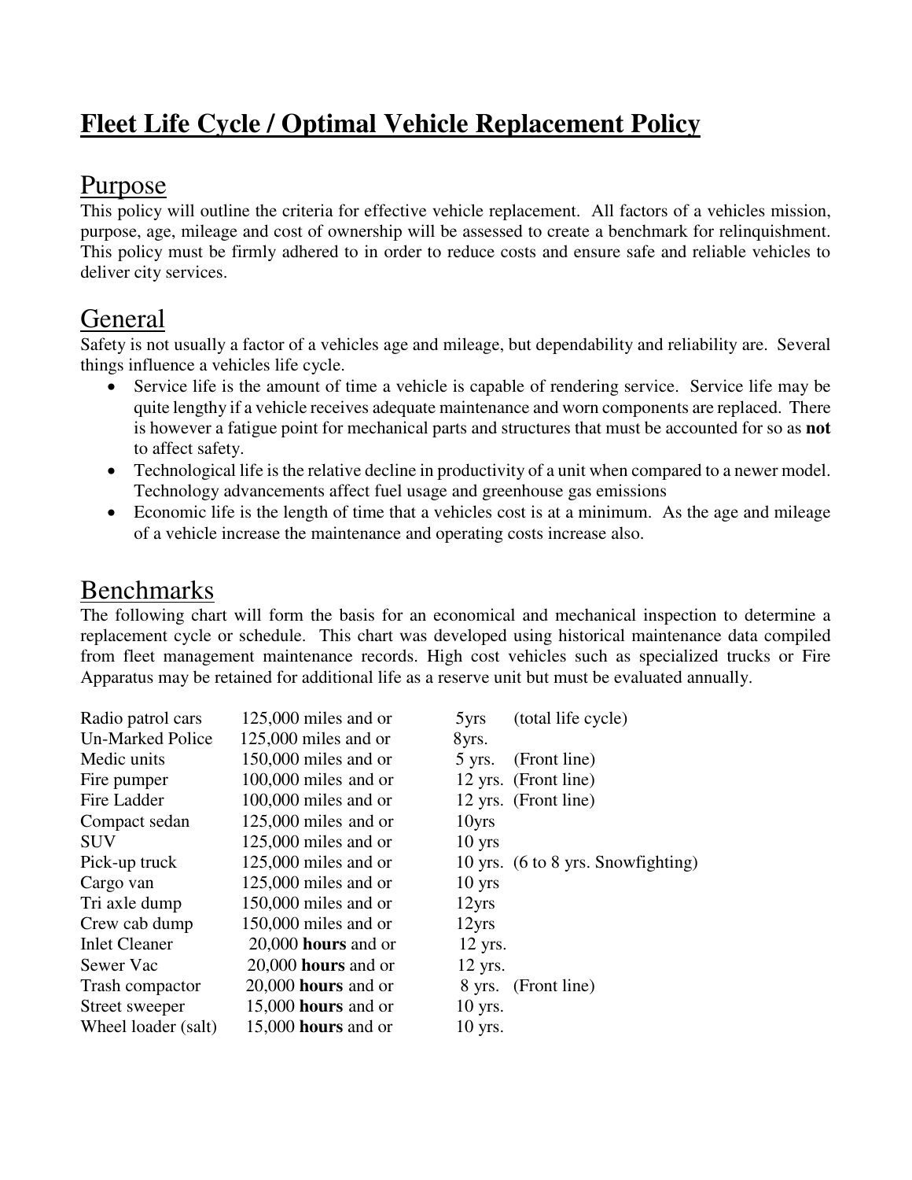# Fleet Life Cycle / Optimal Vehicle Replacement Policy

## Purpose

This policy will outline the criteria for effective vehicle replacement. All factors of a vehicles mission, purpose, age, mileage and cost of ownership will be assessed to create a benchmark for relinquishment. This policy must be firmly adhered to in order to reduce costs and ensure safe and reliable vehicles to deliver city services.

## General

Safety is not usually a factor of a vehicles age and mileage, but dependability and reliability are. Several things influence a vehicles life cycle.

- Service life is the amount of time a vehicle is capable of rendering service. Service life may be quite lengthy if a vehicle receives adequate maintenance and worn components are replaced. There is however a fatigue point for mechanical parts and structures that must be accounted for so as **not** to affect safety.
- Technological life is the relative decline in productivity of a unit when compared to a newer model. Technology advancements affect fuel usage and greenhouse gas emissions
- Economic life is the length of time that a vehicles cost is at a minimum. As the age and mileage of a vehicle increase the maintenance and operating costs increase also.

## Benchmarks

The following chart will form the basis for an economical and mechanical inspection to determine a replacement cycle or schedule. This chart was developed using historical maintenance data compiled from fleet management maintenance records. High cost vehicles such as specialized trucks or Fire Apparatus may be retained for additional life as a reserve unit but must be evaluated annually.

| Vehicle | Usage | Age | Notes |
|---|---|---|---|
| Radio patrol cars | 125,000 miles and or | 5yrs | (total life cycle) |
| Un-Marked Police | 125,000 miles and or | 8yrs. | |
| Medic units | 150,000 miles and or | 5 yrs. | (Front line) |
| Fire pumper | 100,000 miles and or | 12 yrs. | (Front line) |
| Fire Ladder | 100,000 miles and or | 12 yrs. | (Front line) |
| Compact sedan | 125,000 miles and or | 10yrs | |
| SUV | 125,000 miles and or | 10 yrs | |
| Pick-up truck | 125,000 miles and or | 10 yrs. | (6 to 8 yrs. Snowfighting) |
| Cargo van | 125,000 miles and or | 10 yrs | |
| Tri axle dump | 150,000 miles and or | 12yrs | |
| Crew cab dump | 150,000 miles and or | 12yrs | |
| Inlet Cleaner | 20,000 **hours** and or | 12 yrs. | |
| Sewer Vac | 20,000 **hours** and or | 12 yrs. | |
| Trash compactor | 20,000 **hours** and or | 8 yrs. | (Front line) |
| Street sweeper | 15,000 **hours** and or | 10 yrs. | |
| Wheel loader (salt) | 15,000 **hours** and or | 10 yrs. | |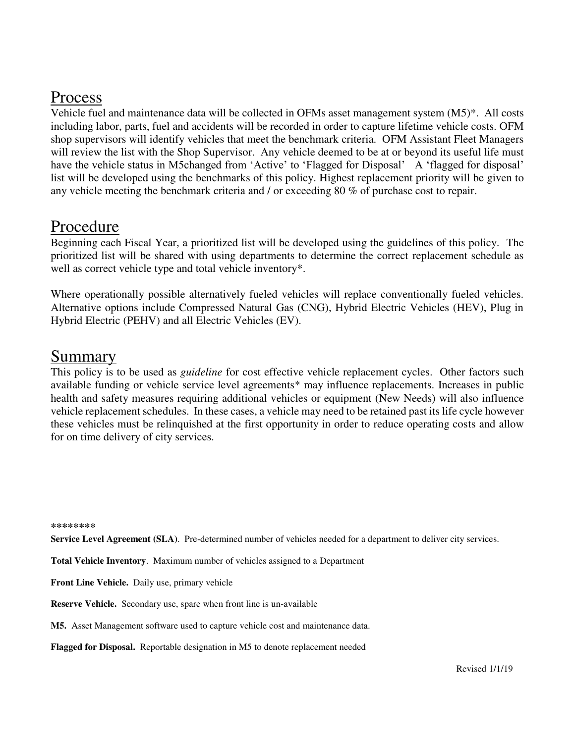# Process

Vehicle fuel and maintenance data will be collected in OFMs asset management system (M5)*. All costs including labor, parts, fuel and accidents will be recorded in order to capture lifetime vehicle costs. OFM shop supervisors will identify vehicles that meet the benchmark criteria. OFM Assistant Fleet Managers will review the list with the Shop Supervisor. Any vehicle deemed to be at or beyond its useful life must have the vehicle status in M5changed from 'Active' to 'Flagged for Disposal' A 'flagged for disposal' list will be developed using the benchmarks of this policy. Highest replacement priority will be given to any vehicle meeting the benchmark criteria and / or exceeding 80 % of purchase cost to repair.

# Procedure

Beginning each Fiscal Year, a prioritized list will be developed using the guidelines of this policy. The prioritized list will be shared with using departments to determine the correct replacement schedule as well as correct vehicle type and total vehicle inventory*.

Where operationally possible alternatively fueled vehicles will replace conventionally fueled vehicles. Alternative options include Compressed Natural Gas (CNG), Hybrid Electric Vehicles (HEV), Plug in Hybrid Electric (PEHV) and all Electric Vehicles (EV).

# Summary

This policy is to be used as *guideline* for cost effective vehicle replacement cycles. Other factors such available funding or vehicle service level agreements* may influence replacements. Increases in public health and safety measures requiring additional vehicles or equipment (New Needs) will also influence vehicle replacement schedules. In these cases, a vehicle may need to be retained past its life cycle however these vehicles must be relinquished at the first opportunity in order to reduce operating costs and allow for on time delivery of city services.

********

**Service Level Agreement (SLA)**. Pre-determined number of vehicles needed for a department to deliver city services.

**Total Vehicle Inventory**. Maximum number of vehicles assigned to a Department

**Front Line Vehicle.** Daily use, primary vehicle

**Reserve Vehicle.** Secondary use, spare when front line is un-available

**M5.** Asset Management software used to capture vehicle cost and maintenance data.

**Flagged for Disposal.** Reportable designation in M5 to denote replacement needed

Revised 1/1/19